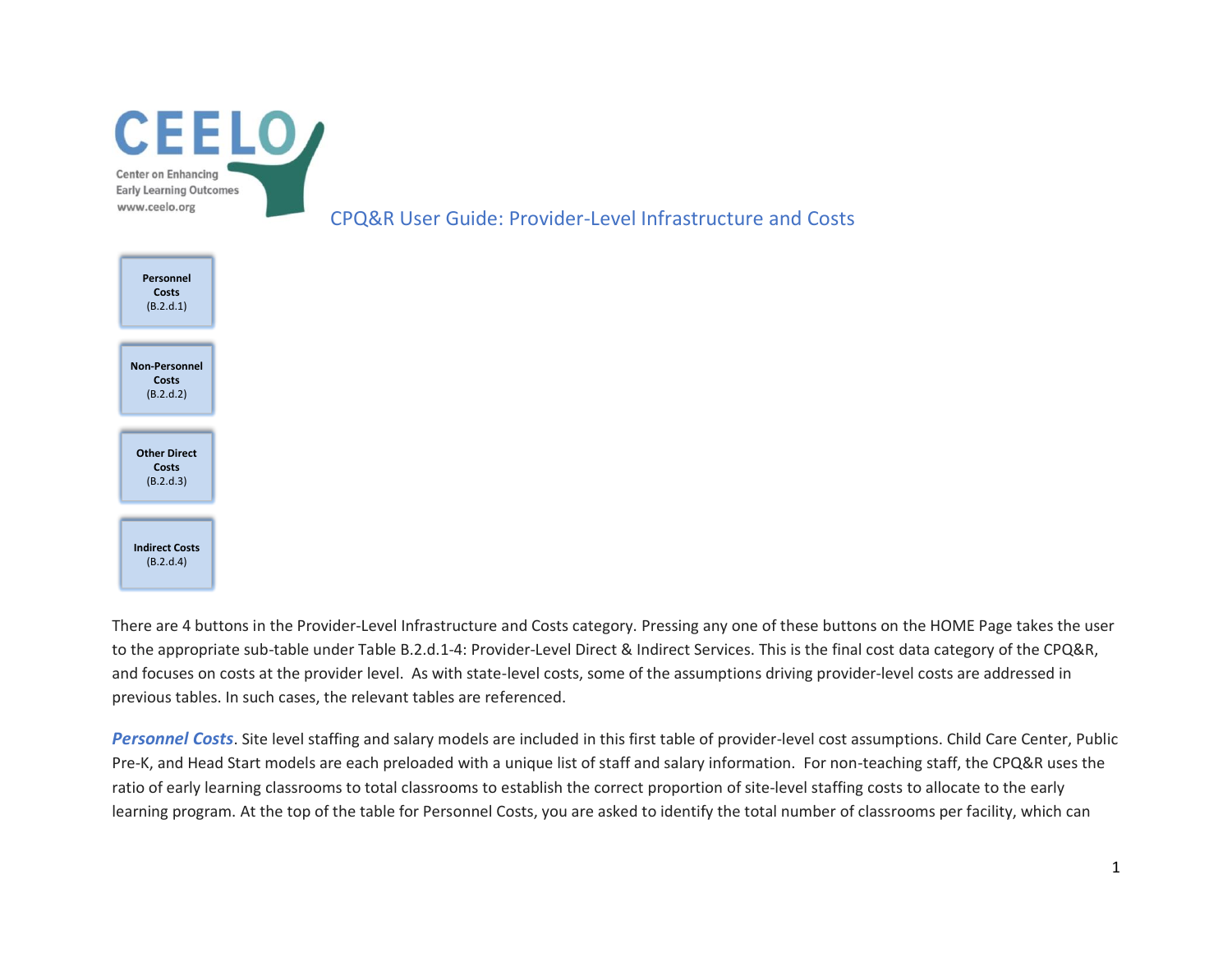CEELO

Center on Enhancing Early Learning Outcomes
www.ceelo.org

# CPQ&R User Guide: Provider-Level Infrastructure and Costs

**Personnel Costs** (B.2.d.1)

**Non-Personnel Costs** (B.2.d.2)

**Other Direct Costs** (B.2.d.3)

**Indirect Costs** (B.2.d.4)

There are 4 buttons in the Provider-Level Infrastructure and Costs category. Pressing any one of these buttons on the HOME Page takes the user to the appropriate sub-table under Table B.2.d.1-4: Provider-Level Direct & Indirect Services. This is the final cost data category of the CPQ&R, and focuses on costs at the provider level. As with state-level costs, some of the assumptions driving provider-level costs are addressed in previous tables. In such cases, the relevant tables are referenced.

***Personnel Costs***. Site level staffing and salary models are included in this first table of provider-level cost assumptions. Child Care Center, Public Pre-K, and Head Start models are each preloaded with a unique list of staff and salary information. For non-teaching staff, the CPQ&R uses the ratio of early learning classrooms to total classrooms to establish the correct proportion of site-level staffing costs to allocate to the early learning program. At the top of the table for Personnel Costs, you are asked to identify the total number of classrooms per facility, which can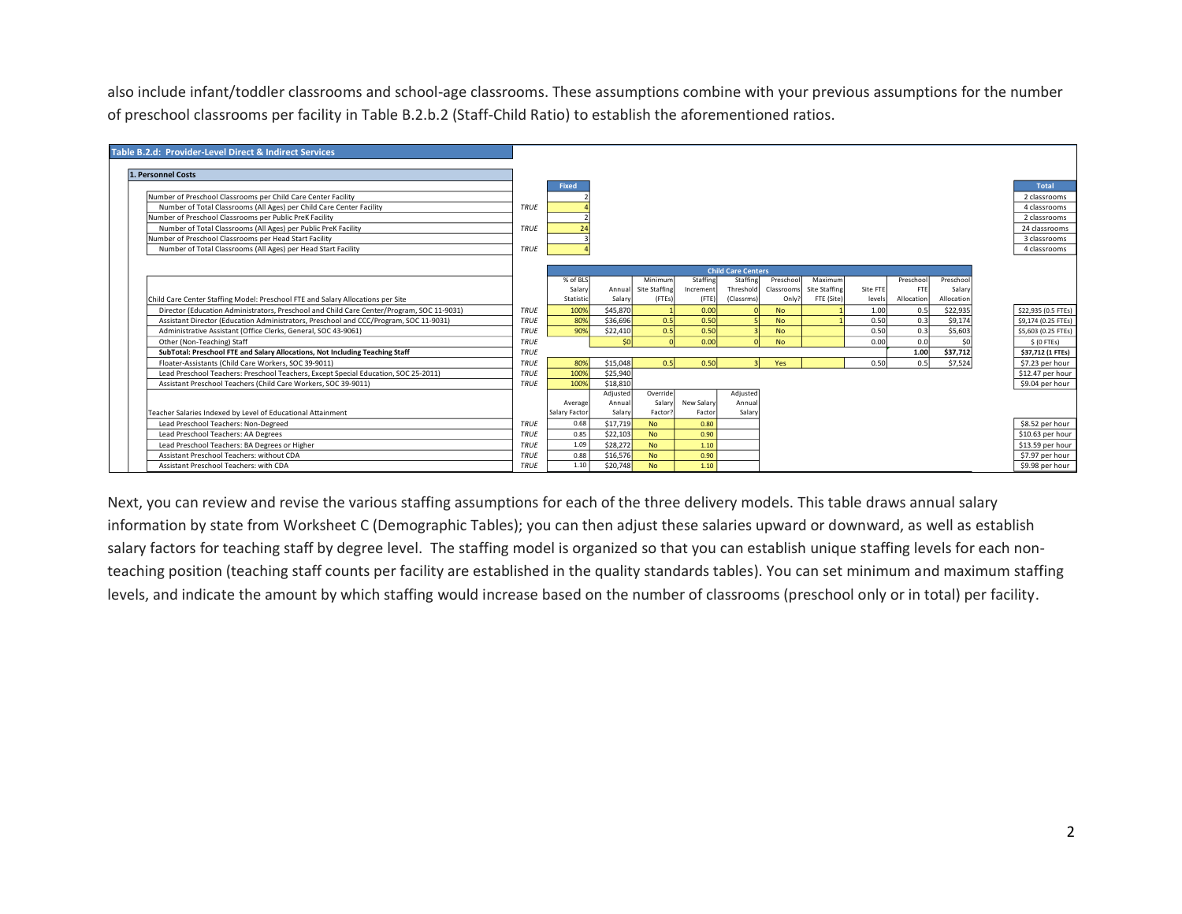also include infant/toddler classrooms and school-age classrooms. These assumptions combine with your previous assumptions for the number of preschool classrooms per facility in Table B.2.b.2 (Staff-Child Ratio) to establish the aforementioned ratios.

**Table B.2.d: Provider-Level Direct & Indirect Services**

**1. Personnel Costs**

| | | Fixed | Total |
|---|---|---|---|
| Number of Preschool Classrooms per Child Care Center Facility | | 2 | 2 classrooms |
| Number of Total Classrooms (All Ages) per Child Care Center Facility | TRUE | 4 | 4 classrooms |
| Number of Preschool Classrooms per Public PreK Facility | | 2 | 2 classrooms |
| Number of Total Classrooms (All Ages) per Public PreK Facility | TRUE | 24 | 24 classrooms |
| Number of Preschool Classrooms per Head Start Facility | | 3 | 3 classrooms |
| Number of Total Classrooms (All Ages) per Head Start Facility | TRUE | 4 | 4 classrooms |

| Child Care Center Staffing Model: Preschool FTE and Salary Allocations per Site | | % of BLS Salary Statistic | Annual Salary | Minimum Site Staffing (FTEs) | Staffing Increment (FTE) | Staffing Threshold (Classrms) | Preschool Classrooms Only? | Maximum Site Staffing FTE (Site) | Site FTE levels | Preschool FTE Allocation | Preschool Salary Allocation | Total |
|---|---|---|---|---|---|---|---|---|---|---|---|---|
| | | **Child Care Centers** | | | | | | | | | | |
| Director (Education Administrators, Preschool and Child Care Center/Program, SOC 11-9031) | TRUE | 100% | $45,870 | 1 | 0.00 | 0 | No | 1 | 1.00 | 0.5 | $22,935 | $22,935 (0.5 FTEs) |
| Assistant Director (Education Administrators, Preschool and CCC/Program, SOC 11-9031) | TRUE | 80% | $36,696 | 0.5 | 0.50 | 5 | No | 1 | 0.50 | 0.3 | $9,174 | $9,174 (0.25 FTEs) |
| Administrative Assistant (Office Clerks, General, SOC 43-9061) | TRUE | 90% | $22,410 | 0.5 | 0.50 | 3 | No | | 0.50 | 0.3 | $5,603 | $5,603 (0.25 FTEs) |
| Other (Non-Teaching) Staff | TRUE | | $0 | 0 | 0.00 | 0 | No | | 0.00 | 0.0 | $0 | $ (0 FTEs) |
| **SubTotal: Preschool FTE and Salary Allocations, Not Including Teaching Staff** | TRUE | | | | | | | | | **1.00** | **$37,712** | **$37,712 (1 FTEs)** |
| Floater-Assistants (Child Care Workers, SOC 39-9011) | TRUE | 80% | $15,048 | 0.5 | 0.50 | 3 | Yes | | 0.50 | 0.5 | $7,524 | $7.23 per hour |
| Lead Preschool Teachers: Preschool Teachers, Except Special Education, SOC 25-2011) | TRUE | 100% | $25,940 | | | | | | | | | $12.47 per hour |
| Assistant Preschool Teachers (Child Care Workers, SOC 39-9011) | TRUE | 100% | $18,810 | | | | | | | | | $9.04 per hour |

| Teacher Salaries Indexed by Level of Educational Attainment | | Average Salary Factor | Adjusted Annual Salary | Override Salary Factor? | New Salary Factor | Adjusted Annual Salary | Total |
|---|---|---|---|---|---|---|---|
| Lead Preschool Teachers: Non-Degreed | TRUE | 0.68 | $17,719 | No | 0.80 | | $8.52 per hour |
| Lead Preschool Teachers: AA Degrees | TRUE | 0.85 | $22,103 | No | 0.90 | | $10.63 per hour |
| Lead Preschool Teachers: BA Degrees or Higher | TRUE | 1.09 | $28,272 | No | 1.10 | | $13.59 per hour |
| Assistant Preschool Teachers: without CDA | TRUE | 0.88 | $16,576 | No | 0.90 | | $7.97 per hour |
| Assistant Preschool Teachers: with CDA | TRUE | 1.10 | $20,748 | No | 1.10 | | $9.98 per hour |

Next, you can review and revise the various staffing assumptions for each of the three delivery models. This table draws annual salary information by state from Worksheet C (Demographic Tables); you can then adjust these salaries upward or downward, as well as establish salary factors for teaching staff by degree level. The staffing model is organized so that you can establish unique staffing levels for each non-teaching position (teaching staff counts per facility are established in the quality standards tables). You can set minimum and maximum staffing levels, and indicate the amount by which staffing would increase based on the number of classrooms (preschool only or in total) per facility.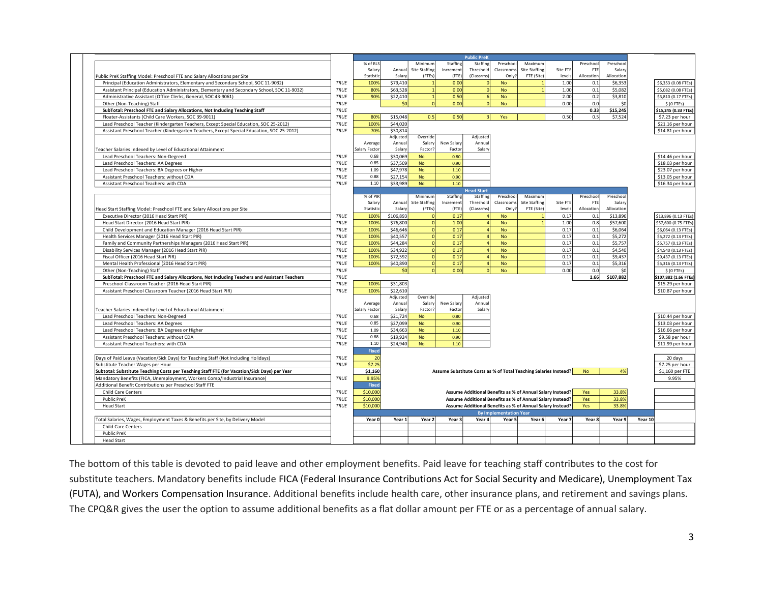| | | | | | | Public PreK | | | | | | | |
|---|---|---|---|---|---|---|---|---|---|---|---|---|---|
| Public PreK Staffing Model: Preschool FTE and Salary Allocations per Site | | % of BLS Salary Statistic | Annual Salary | Minimum Site Staffing (FTEs) | Staffing Increment (FTE) | Staffing Threshold (Classrms) | Preschool Classrooms Only? | Maximum Site Staffing FTE (Site) | Site FTE levels | Preschool FTE Allocation | Preschool Salary Allocation | | |
| Principal (Education Administrators, Elementary and Secondary School, SOC 11-9032) | TRUE | 100% | $79,410 | 1 | 0.00 | 0 | No | 1 | 1.00 | 0.1 | $6,353 | | $6,353 (0.08 FTEs) |
| Assistant Principal (Education Administrators, Elementary and Secondary School, SOC 11-9032) | TRUE | 80% | $63,528 | 1 | 0.00 | 0 | No | 1 | 1.00 | 0.1 | $5,082 | | $5,082 (0.08 FTEs) |
| Administrative Assistant (Office Clerks, General, SOC 43-9061) | TRUE | 90% | $22,410 | 1 | 0.50 | 6 | No | | 2.00 | 0.2 | $3,810 | | $3,810 (0.17 FTEs) |
| Other (Non-Teaching) Staff | TRUE | | $0 | 0 | 0.00 | 0 | No | | 0.00 | 0.0 | $0 | | $ (0 FTEs) |
| **SubTotal: Preschool FTE and Salary Allocations, Not Including Teaching Staff** | TRUE | | | | | | | | | **0.33** | **$15,245** | | **$15,245 (0.33 FTEs)** |
| Floater-Assistants (Child Care Workers, SOC 39-9011) | TRUE | 80% | $15,048 | 0.5 | 0.50 | 3 | Yes | | 0.50 | 0.5 | $7,524 | | $7.23 per hour |
| Lead Preschool Teacher (Kindergarten Teachers, Except Special Education, SOC 25-2012) | TRUE | 100% | $44,020 | | | | | | | | | | $21.16 per hour |
| Assistant Preschool Teacher (Kindergarten Teachers, Except Special Education, SOC 25-2012) | TRUE | 70% | $30,814 | | | | | | | | | | $14.81 per hour |
| Teacher Salaries Indexed by Level of Educational Attainment | | Average Salary Factor | Adjusted Annual Salary | Override Salary Factor? | New Salary Factor | Adjusted Annual Salary | | | | | | | |
| Lead Preschool Teachers: Non-Degreed | TRUE | 0.68 | $30,069 | No | 0.80 | | | | | | | | $14.46 per hour |
| Lead Preschool Teachers: AA Degrees | TRUE | 0.85 | $37,509 | No | 0.90 | | | | | | | | $18.03 per hour |
| Lead Preschool Teachers: BA Degrees or Higher | TRUE | 1.09 | $47,978 | No | 1.10 | | | | | | | | $23.07 per hour |
| Assistant Preschool Teachers: without CDA | TRUE | 0.88 | $27,154 | No | 0.90 | | | | | | | | $13.05 per hour |
| Assistant Preschool Teachers: with CDA | TRUE | 1.10 | $33,989 | No | 1.10 | | | | | | | | $16.34 per hour |
| | | | | | | Head Start | | | | | | | |
| Head Start Staffing Model: Preschool FTE and Salary Allocations per Site | | % of PIR Salary Statistic | Annual Salary | Minimum Site Staffing (FTEs) | Staffing Increment (FTE) | Staffing Threshold (Classrms) | Preschool Classrooms Only? | Maximum Site Staffing FTE (Site) | Site FTE levels | Preschool FTE Allocation | Preschool Salary Allocation | | |
| Executive Director (2016 Head Start PIR) | TRUE | 100% | $106,893 | 0 | 0.17 | 4 | No | 1 | 0.17 | 0.1 | $13,896 | | $13,896 (0.13 FTEs) |
| Head Start Director (2016 Head Start PIR) | TRUE | 100% | $76,800 | 0 | 1.00 | 4 | No | 1 | 1.00 | 0.8 | $57,600 | | $57,600 (0.75 FTEs) |
| Child Development and Education Manager (2016 Head Start PIR) | TRUE | 100% | $46,646 | 0 | 0.17 | 4 | No | | 0.17 | 0.1 | $6,064 | | $6,064 (0.13 FTEs) |
| Health Services Manager (2016 Head Start PIR) | TRUE | 100% | $40,557 | 0 | 0.17 | 4 | No | | 0.17 | 0.1 | $5,272 | | $5,272 (0.13 FTEs) |
| Family and Community Partnerships Managers (2016 Head Start PIR) | TRUE | 100% | $44,284 | 0 | 0.17 | 4 | No | | 0.17 | 0.1 | $5,757 | | $5,757 (0.13 FTEs) |
| Disability Services Manager (2016 Head Start PIR) | TRUE | 100% | $34,922 | 0 | 0.17 | 4 | No | | 0.17 | 0.1 | $4,540 | | $4,540 (0.13 FTEs) |
| Fiscal Officer (2016 Head Start PIR) | TRUE | 100% | $72,592 | 0 | 0.17 | 4 | No | | 0.17 | 0.1 | $9,437 | | $9,437 (0.13 FTEs) |
| Mental Health Professional (2016 Head Start PIR) | TRUE | 100% | $40,890 | 0 | 0.17 | 4 | No | | 0.17 | 0.1 | $5,316 | | $5,316 (0.13 FTEs) |
| Other (Non-Teaching) Staff | TRUE | | $0 | 0 | 0.00 | 0 | No | | 0.00 | 0.0 | $0 | | $ (0 FTEs) |
| **SubTotal: Preschool FTE and Salary Allocations, Not Including Teachers and Assistant Teachers** | TRUE | | | | | | | | | **1.66** | **$107,882** | | **$107,882 (1.66 FTEs)** |
| Preschool Classroom Teacher (2016 Head Start PIR) | TRUE | 100% | $31,803 | | | | | | | | | | $15.29 per hour |
| Assistant Preschool Classroom Teacher (2016 Head Start PIR) | TRUE | 100% | $22,610 | | | | | | | | | | $10.87 per hour |
| Teacher Salaries Indexed by Level of Educational Attainment | | Average Salary Factor | Adjusted Annual Salary | Override Salary Factor? | New Salary Factor | Adjusted Annual Salary | | | | | | | |
| Lead Preschool Teachers: Non-Degreed | TRUE | 0.68 | $21,724 | No | 0.80 | | | | | | | | $10.44 per hour |
| Lead Preschool Teachers: AA Degrees | TRUE | 0.85 | $27,099 | No | 0.90 | | | | | | | | $13.03 per hour |
| Lead Preschool Teachers: BA Degrees or Higher | TRUE | 1.09 | $34,663 | No | 1.10 | | | | | | | | $16.66 per hour |
| Assistant Preschool Teachers: without CDA | TRUE | 0.88 | $19,924 | No | 0.90 | | | | | | | | $9.58 per hour |
| Assistant Preschool Teachers: with CDA | TRUE | 1.10 | $24,940 | No | 1.10 | | | | | | | | $11.99 per hour |
| | | Fixed | | | | | | | | | | | |
| Days of Paid Leave (Vacation/Sick Days) for Teaching Staff (Not Including Holidays) | TRUE | 20 | | | | | | | | | | | 20 days |
| Substitute Teacher Wages per Hour | TRUE | $7.25 | | | | | | | | | | | $7.25 per hour |
| **Subtotal: Substitute Teaching Costs per Teaching Staff FTE (for Vacation/Sick Days) per Year** | | **$1,160** | **Assume Substitute Costs as % of Total Teaching Salaries Instead?** | | | | | | | No | 4% | | $1,160 per FTE |
| Mandatory Benefits (FICA, Unemployment, Workers Comp/Industrial Insurance) | TRUE | 9.95% | | | | | | | | | | | 9.95% |
| Additional Benefit Contributions per Preschool Staff FTE | | Fixed | | | | | | | | | | | |
| Child Care Centers | TRUE | $10,000 | **Assume Additional Benefits as % of Annual Salary Instead?** | | | | | | | Yes | 33.8% | | |
| Public PreK | TRUE | $10,000 | **Assume Additional Benefits as % of Annual Salary Instead?** | | | | | | | Yes | 33.8% | | |
| Head Start | TRUE | $10,000 | **Assume Additional Benefits as % of Annual Salary Instead?** | | | | | | | Yes | 33.8% | | |
| | | | | | | By Implementation Year | | | | | | | |
| Total Salaries, Wages, Employment Taxes & Benefits per Site, by Delivery Model | | Year 0 | Year 1 | Year 2 | Year 3 | Year 4 | Year 5 | Year 6 | Year 7 | Year 8 | Year 9 | Year 10 | |
| Child Care Centers | | | | | | | | | | | | | |
| Public PreK | | | | | | | | | | | | | |
| Head Start | | | | | | | | | | | | | |

The bottom of this table is devoted to paid leave and other employment benefits. Paid leave for teaching staff contributes to the cost for substitute teachers. Mandatory benefits include FICA (Federal Insurance Contributions Act for Social Security and Medicare), Unemployment Tax (FUTA), and Workers Compensation Insurance. Additional benefits include health care, other insurance plans, and retirement and savings plans. The CPQ&R gives the user the option to assume additional benefits as a flat dollar amount per FTE or as a percentage of annual salary.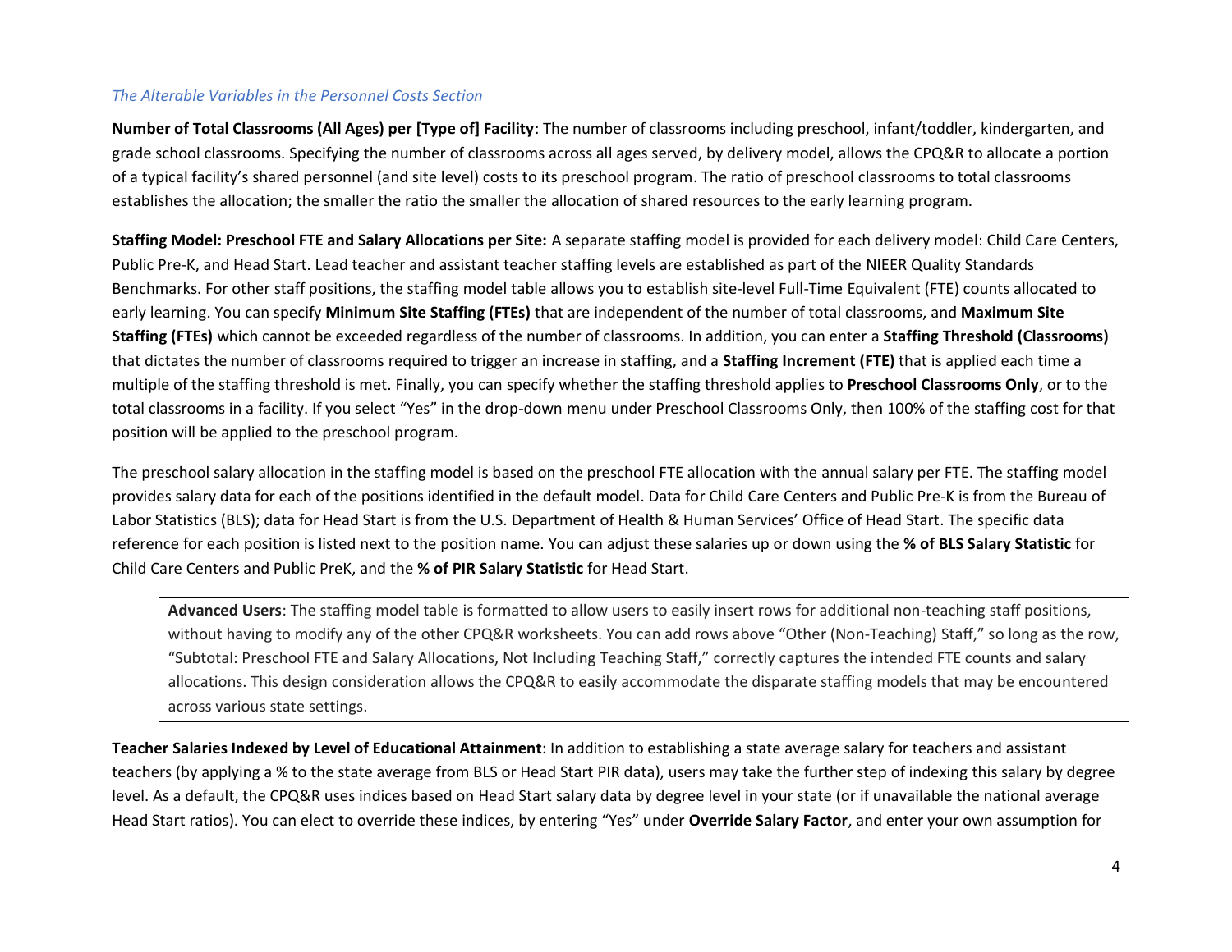*The Alterable Variables in the Personnel Costs Section*

**Number of Total Classrooms (All Ages) per [Type of] Facility**: The number of classrooms including preschool, infant/toddler, kindergarten, and grade school classrooms. Specifying the number of classrooms across all ages served, by delivery model, allows the CPQ&R to allocate a portion of a typical facility's shared personnel (and site level) costs to its preschool program. The ratio of preschool classrooms to total classrooms establishes the allocation; the smaller the ratio the smaller the allocation of shared resources to the early learning program.

**Staffing Model: Preschool FTE and Salary Allocations per Site:** A separate staffing model is provided for each delivery model: Child Care Centers, Public Pre-K, and Head Start. Lead teacher and assistant teacher staffing levels are established as part of the NIEER Quality Standards Benchmarks. For other staff positions, the staffing model table allows you to establish site-level Full-Time Equivalent (FTE) counts allocated to early learning. You can specify **Minimum Site Staffing (FTEs)** that are independent of the number of total classrooms, and **Maximum Site Staffing (FTEs)** which cannot be exceeded regardless of the number of classrooms. In addition, you can enter a **Staffing Threshold (Classrooms)** that dictates the number of classrooms required to trigger an increase in staffing, and a **Staffing Increment (FTE)** that is applied each time a multiple of the staffing threshold is met. Finally, you can specify whether the staffing threshold applies to **Preschool Classrooms Only**, or to the total classrooms in a facility. If you select "Yes" in the drop-down menu under Preschool Classrooms Only, then 100% of the staffing cost for that position will be applied to the preschool program.

The preschool salary allocation in the staffing model is based on the preschool FTE allocation with the annual salary per FTE. The staffing model provides salary data for each of the positions identified in the default model. Data for Child Care Centers and Public Pre-K is from the Bureau of Labor Statistics (BLS); data for Head Start is from the U.S. Department of Health & Human Services' Office of Head Start. The specific data reference for each position is listed next to the position name. You can adjust these salaries up or down using the **% of BLS Salary Statistic** for Child Care Centers and Public PreK, and the **% of PIR Salary Statistic** for Head Start.

> **Advanced Users**: The staffing model table is formatted to allow users to easily insert rows for additional non-teaching staff positions, without having to modify any of the other CPQ&R worksheets. You can add rows above "Other (Non-Teaching) Staff," so long as the row, "Subtotal: Preschool FTE and Salary Allocations, Not Including Teaching Staff," correctly captures the intended FTE counts and salary allocations. This design consideration allows the CPQ&R to easily accommodate the disparate staffing models that may be encountered across various state settings.

**Teacher Salaries Indexed by Level of Educational Attainment**: In addition to establishing a state average salary for teachers and assistant teachers (by applying a % to the state average from BLS or Head Start PIR data), users may take the further step of indexing this salary by degree level. As a default, the CPQ&R uses indices based on Head Start salary data by degree level in your state (or if unavailable the national average Head Start ratios). You can elect to override these indices, by entering "Yes" under **Override Salary Factor**, and enter your own assumption for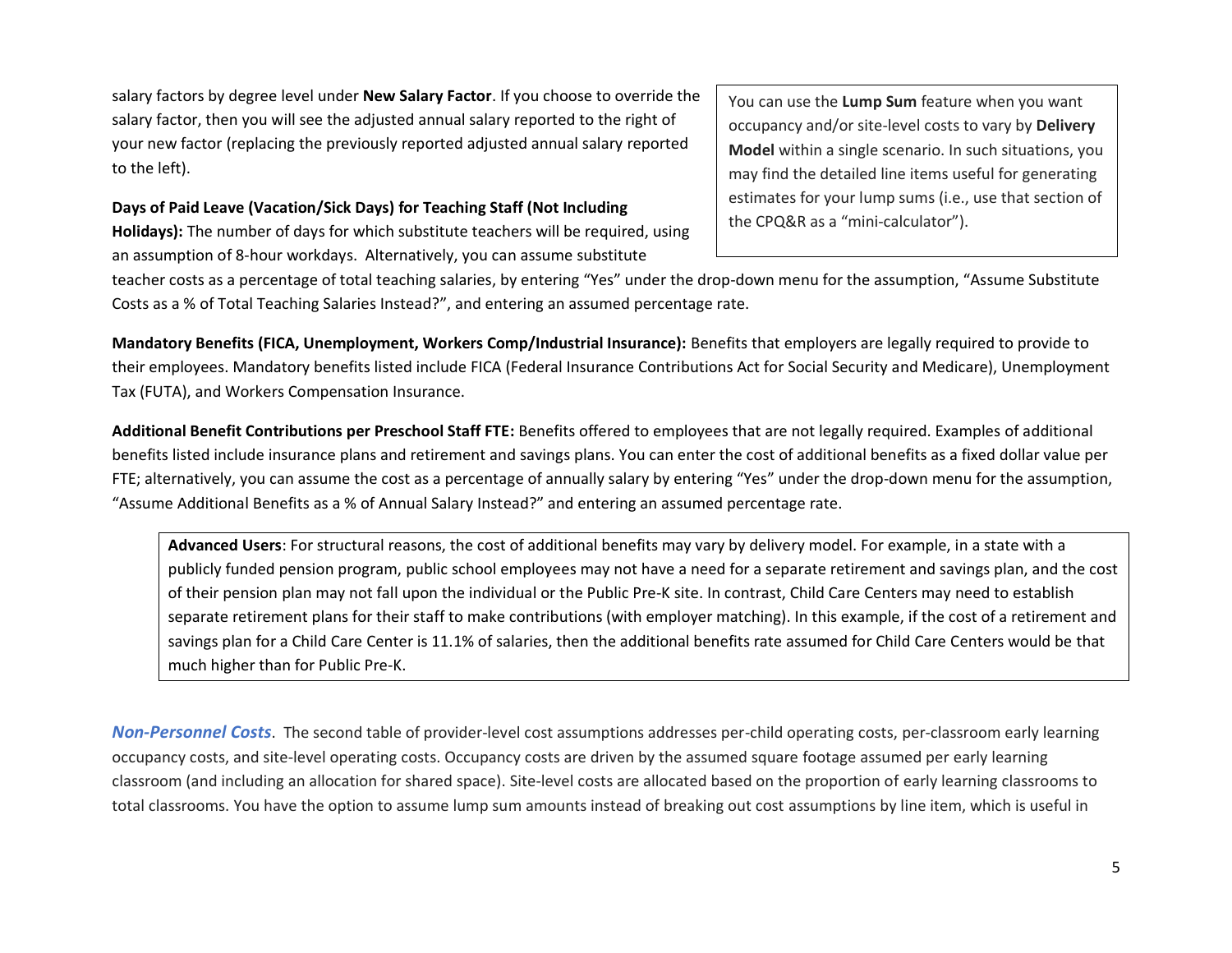salary factors by degree level under **New Salary Factor**. If you choose to override the salary factor, then you will see the adjusted annual salary reported to the right of your new factor (replacing the previously reported adjusted annual salary reported to the left).

> You can use the **Lump Sum** feature when you want occupancy and/or site-level costs to vary by **Delivery Model** within a single scenario. In such situations, you may find the detailed line items useful for generating estimates for your lump sums (i.e., use that section of the CPQ&R as a "mini-calculator").

**Days of Paid Leave (Vacation/Sick Days) for Teaching Staff (Not Including Holidays):** The number of days for which substitute teachers will be required, using an assumption of 8-hour workdays. Alternatively, you can assume substitute teacher costs as a percentage of total teaching salaries, by entering "Yes" under the drop-down menu for the assumption, "Assume Substitute Costs as a % of Total Teaching Salaries Instead?", and entering an assumed percentage rate.

**Mandatory Benefits (FICA, Unemployment, Workers Comp/Industrial Insurance):** Benefits that employers are legally required to provide to their employees. Mandatory benefits listed include FICA (Federal Insurance Contributions Act for Social Security and Medicare), Unemployment Tax (FUTA), and Workers Compensation Insurance.

**Additional Benefit Contributions per Preschool Staff FTE:** Benefits offered to employees that are not legally required. Examples of additional benefits listed include insurance plans and retirement and savings plans. You can enter the cost of additional benefits as a fixed dollar value per FTE; alternatively, you can assume the cost as a percentage of annually salary by entering "Yes" under the drop-down menu for the assumption, "Assume Additional Benefits as a % of Annual Salary Instead?" and entering an assumed percentage rate.

> **Advanced Users**: For structural reasons, the cost of additional benefits may vary by delivery model. For example, in a state with a publicly funded pension program, public school employees may not have a need for a separate retirement and savings plan, and the cost of their pension plan may not fall upon the individual or the Public Pre-K site. In contrast, Child Care Centers may need to establish separate retirement plans for their staff to make contributions (with employer matching). In this example, if the cost of a retirement and savings plan for a Child Care Center is 11.1% of salaries, then the additional benefits rate assumed for Child Care Centers would be that much higher than for Public Pre-K.

***Non-Personnel Costs***. The second table of provider-level cost assumptions addresses per-child operating costs, per-classroom early learning occupancy costs, and site-level operating costs. Occupancy costs are driven by the assumed square footage assumed per early learning classroom (and including an allocation for shared space). Site-level costs are allocated based on the proportion of early learning classrooms to total classrooms. You have the option to assume lump sum amounts instead of breaking out cost assumptions by line item, which is useful in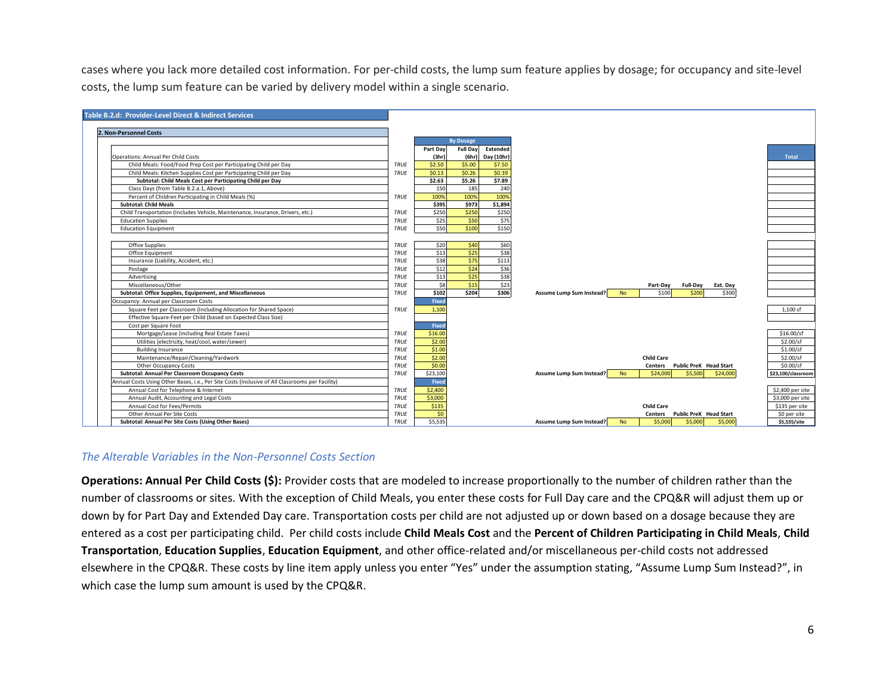cases where you lack more detailed cost information. For per-child costs, the lump sum feature applies by dosage; for occupancy and site-level costs, the lump sum feature can be varied by delivery model within a single scenario.

**Table B.2.d: Provider-Level Direct & Indirect Services**

**2. Non-Personnel Costs**

| | | By Dosage | | | | | | | | Total |
|---|---|---|---|---|---|---|---|---|---|---|
| Operations: Annual Per Child Costs | | Part Day (3hr) | Full Day (6hr) | Extended Day (10hr) | | | | | | |
| Child Meals: Food/Food Prep Cost per Participating Child per Day | TRUE | $2.50 | $5.00 | $7.50 | | | | | | |
| Child Meals: Kitchen Supplies Cost per Participating Child per Day | TRUE | $0.13 | $0.26 | $0.39 | | | | | | |
| **Subtotal: Child Meals Cost per Participating Child per Day** | | **$2.63** | **$5.26** | **$7.89** | | | | | | |
| Class Days (from Table B.2.a.1, Above) | | 150 | 185 | 240 | | | | | | |
| Percent of Children Participating in Child Meals (%) | TRUE | 100% | 100% | 100% | | | | | | |
| **Subtotal: Child Meals** | | **$395** | **$973** | **$1,894** | | | | | | |
| Child Transportation (Includes Vehicle, Maintenance, Insurance, Drivers, etc.) | TRUE | $250 | $250 | $250 | | | | | | |
| Education Supplies | TRUE | $25 | $50 | $75 | | | | | | |
| Education Equipment | TRUE | $50 | $100 | $150 | | | | | | |
| | | | | | | | | | | |
| Office Supplies | TRUE | $20 | $40 | $60 | | | | | | |
| Office Equipment | TRUE | $13 | $25 | $38 | | | | | | |
| Insurance (Liability, Accident, etc.) | TRUE | $38 | $75 | $113 | | | | | | |
| Postage | TRUE | $12 | $24 | $36 | | | | | | |
| Advertising | TRUE | $13 | $25 | $38 | | | | | | |
| Miscellaneous/Other | TRUE | $8 | $15 | $23 | | | Part-Day | Full-Day | Ext. Day | |
| **Subtotal: Office Supplies, Equipement, and Miscellaneous** | TRUE | **$102** | **$204** | **$306** | **Assume Lump Sum Instead?** | No | $100 | $200 | $300 | |
| Occupancy: Annual per Classroom Costs | | Fixed | | | | | | | | |
| Square Feet per Classroom (Including Allocation for Shared Space) | TRUE | 1,100 | | | | | | | | 1,100 sf |
| Effective Square-Feet per Child (based on Expected Class Size) | | | | | | | | | | |
| Cost per Square Foot | | Fixed | | | | | | | | |
| Mortgage/Lease (including Real Estate Taxes) | TRUE | $16.00 | | | | | | | | $16.00/sf |
| Utilities (electricity, heat/cool, water/sewer) | TRUE | $2.00 | | | | | | | | $2.00/sf |
| Building Insurance | TRUE | $1.00 | | | | | | | | $1.00/sf |
| Maintenance/Repair/Cleaning/Yardwork | TRUE | $2.00 | | | | | Child Care | | | $2.00/sf |
| Other Occupancy Costs | TRUE | $0.00 | | | | | Centers | Public PreK | Head Start | $0.00/sf |
| **Subtotal: Annual Per Classroom Occupancy Costs** | TRUE | $23,100 | | | **Assume Lump Sum Instead?** | No | $24,000 | $5,500 | $24,000 | **$23,100/classroom** |
| Annual Costs Using Other Bases, i.e., Per Site Costs (Inclusive of All Classrooms per Facility) | | Fixed | | | | | | | | |
| Annual Cost for Telephone & Internet | TRUE | $2,400 | | | | | | | | $2,400 per site |
| Annual Audit, Accounting and Legal Costs | TRUE | $3,000 | | | | | | | | $3,000 per site |
| Annual Cost for Fees/Permits | TRUE | $135 | | | | | Child Care | | | $135 per site |
| Other Annual Per Site Costs | TRUE | $0 | | | | | Centers | Public PreK | Head Start | $0 per site |
| **Subtotal: Annual Per Site Costs (Using Other Bases)** | TRUE | $5,535 | | | **Assume Lump Sum Instead?** | No | $5,000 | $5,000 | $5,000 | **$5,535/site** |

### *The Alterable Variables in the Non-Personnel Costs Section*

**Operations: Annual Per Child Costs ($):** Provider costs that are modeled to increase proportionally to the number of children rather than the number of classrooms or sites. With the exception of Child Meals, you enter these costs for Full Day care and the CPQ&R will adjust them up or down by for Part Day and Extended Day care. Transportation costs per child are not adjusted up or down based on a dosage because they are entered as a cost per participating child. Per child costs include **Child Meals Cost** and the **Percent of Children Participating in Child Meals**, **Child Transportation**, **Education Supplies**, **Education Equipment**, and other office-related and/or miscellaneous per-child costs not addressed elsewhere in the CPQ&R. These costs by line item apply unless you enter "Yes" under the assumption stating, "Assume Lump Sum Instead?", in which case the lump sum amount is used by the CPQ&R.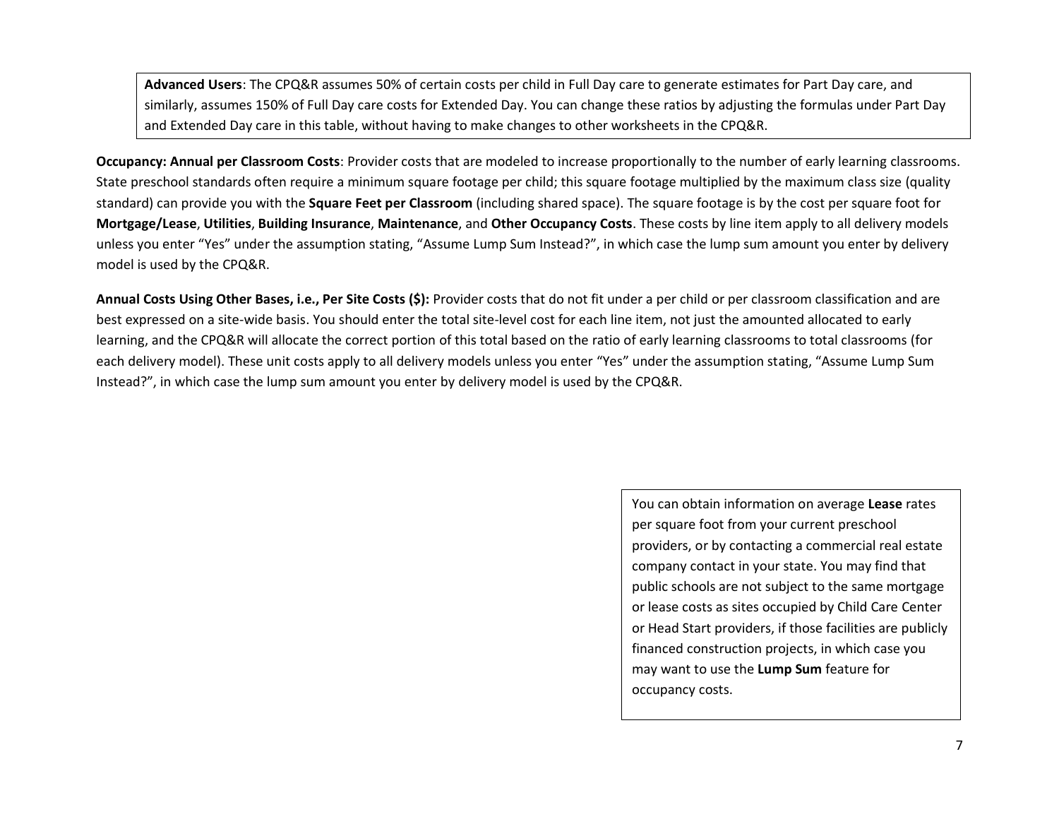> **Advanced Users**: The CPQ&R assumes 50% of certain costs per child in Full Day care to generate estimates for Part Day care, and similarly, assumes 150% of Full Day care costs for Extended Day. You can change these ratios by adjusting the formulas under Part Day and Extended Day care in this table, without having to make changes to other worksheets in the CPQ&R.

**Occupancy: Annual per Classroom Costs**: Provider costs that are modeled to increase proportionally to the number of early learning classrooms. State preschool standards often require a minimum square footage per child; this square footage multiplied by the maximum class size (quality standard) can provide you with the **Square Feet per Classroom** (including shared space). The square footage is by the cost per square foot for **Mortgage/Lease**, **Utilities**, **Building Insurance**, **Maintenance**, and **Other Occupancy Costs**. These costs by line item apply to all delivery models unless you enter "Yes" under the assumption stating, "Assume Lump Sum Instead?", in which case the lump sum amount you enter by delivery model is used by the CPQ&R.

**Annual Costs Using Other Bases, i.e., Per Site Costs ($):** Provider costs that do not fit under a per child or per classroom classification and are best expressed on a site-wide basis. You should enter the total site-level cost for each line item, not just the amounted allocated to early learning, and the CPQ&R will allocate the correct portion of this total based on the ratio of early learning classrooms to total classrooms (for each delivery model). These unit costs apply to all delivery models unless you enter "Yes" under the assumption stating, "Assume Lump Sum Instead?", in which case the lump sum amount you enter by delivery model is used by the CPQ&R.

> You can obtain information on average **Lease** rates per square foot from your current preschool providers, or by contacting a commercial real estate company contact in your state. You may find that public schools are not subject to the same mortgage or lease costs as sites occupied by Child Care Center or Head Start providers, if those facilities are publicly financed construction projects, in which case you may want to use the **Lump Sum** feature for occupancy costs.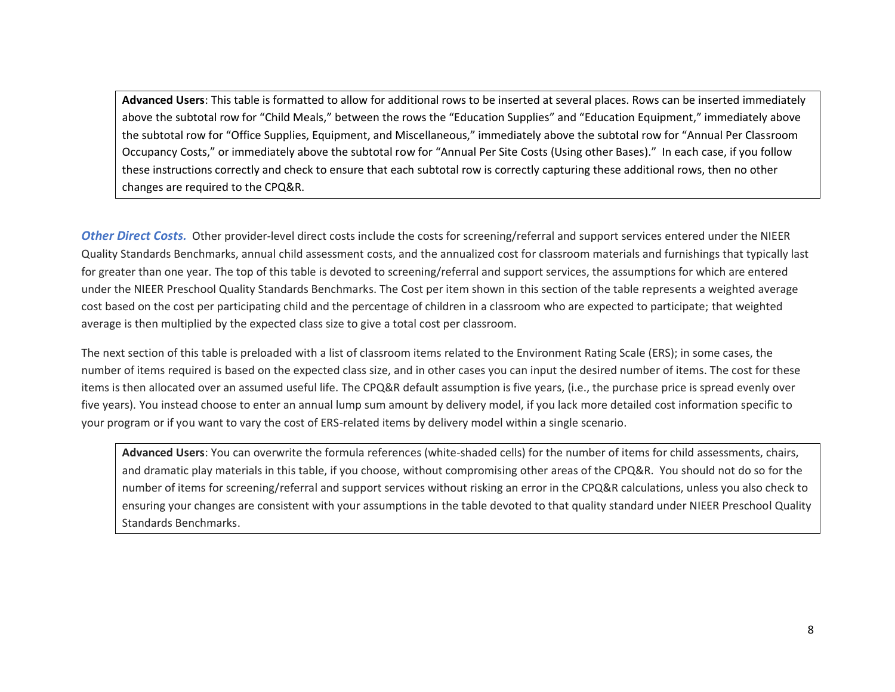> **Advanced Users**: This table is formatted to allow for additional rows to be inserted at several places. Rows can be inserted immediately above the subtotal row for "Child Meals," between the rows the "Education Supplies" and "Education Equipment," immediately above the subtotal row for "Office Supplies, Equipment, and Miscellaneous," immediately above the subtotal row for "Annual Per Classroom Occupancy Costs," or immediately above the subtotal row for "Annual Per Site Costs (Using other Bases)." In each case, if you follow these instructions correctly and check to ensure that each subtotal row is correctly capturing these additional rows, then no other changes are required to the CPQ&R.

***Other Direct Costs.*** Other provider-level direct costs include the costs for screening/referral and support services entered under the NIEER Quality Standards Benchmarks, annual child assessment costs, and the annualized cost for classroom materials and furnishings that typically last for greater than one year. The top of this table is devoted to screening/referral and support services, the assumptions for which are entered under the NIEER Preschool Quality Standards Benchmarks. The Cost per item shown in this section of the table represents a weighted average cost based on the cost per participating child and the percentage of children in a classroom who are expected to participate; that weighted average is then multiplied by the expected class size to give a total cost per classroom.

The next section of this table is preloaded with a list of classroom items related to the Environment Rating Scale (ERS); in some cases, the number of items required is based on the expected class size, and in other cases you can input the desired number of items. The cost for these items is then allocated over an assumed useful life. The CPQ&R default assumption is five years, (i.e., the purchase price is spread evenly over five years). You instead choose to enter an annual lump sum amount by delivery model, if you lack more detailed cost information specific to your program or if you want to vary the cost of ERS-related items by delivery model within a single scenario.

> **Advanced Users**: You can overwrite the formula references (white-shaded cells) for the number of items for child assessments, chairs, and dramatic play materials in this table, if you choose, without compromising other areas of the CPQ&R. You should not do so for the number of items for screening/referral and support services without risking an error in the CPQ&R calculations, unless you also check to ensuring your changes are consistent with your assumptions in the table devoted to that quality standard under NIEER Preschool Quality Standards Benchmarks.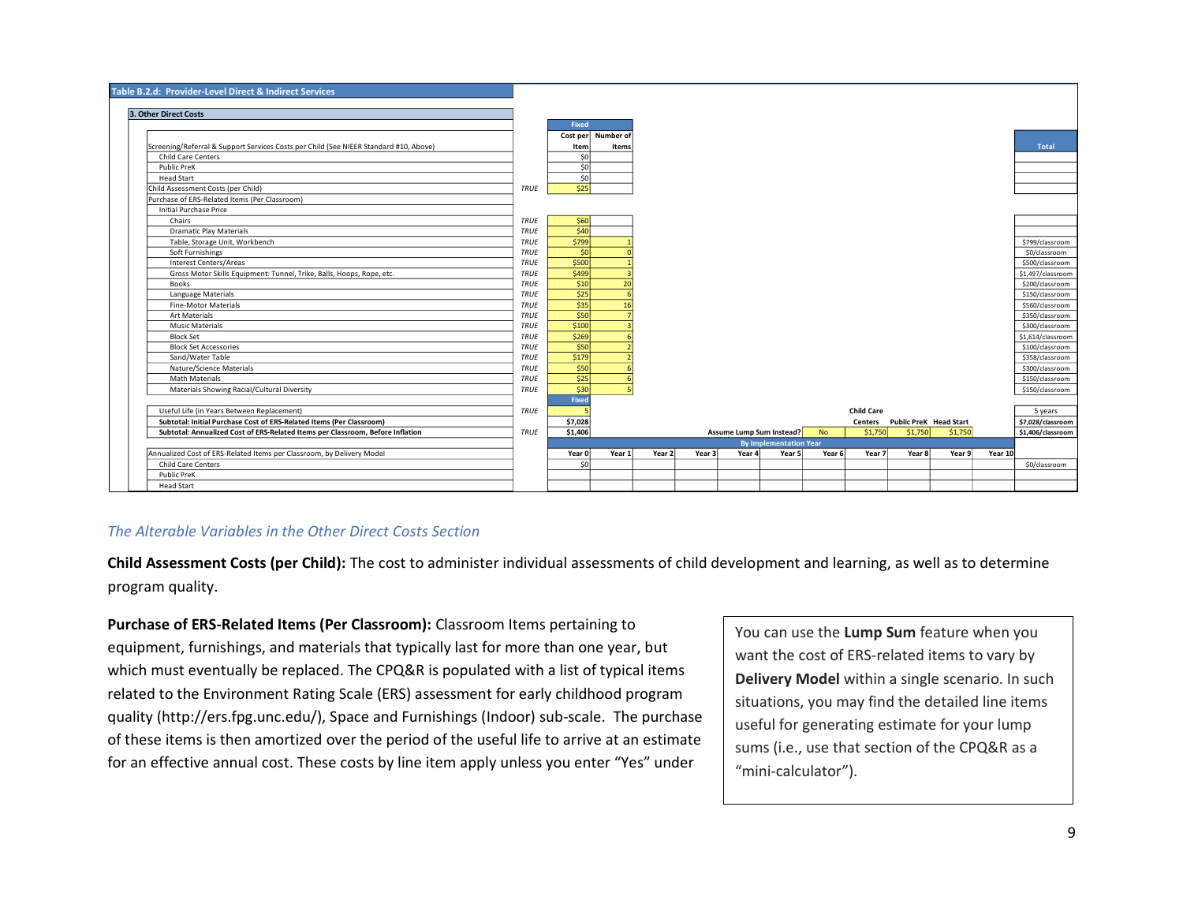**Table B.2.d: Provider-Level Direct & Indirect Services**

**3. Other Direct Costs**

| | | Fixed | | | | | | | | | | | | Total |
|---|---|---|---|---|---|---|---|---|---|---|---|---|---|---|
| Screening/Referral & Support Services Costs per Child (See NIEER Standard #10, Above) | | Cost per Item | Number of Items | | | | | | | | | | | |
| Child Care Centers | | $0 | | | | | | | | | | | | |
| Public PreK | | $0 | | | | | | | | | | | | |
| Head Start | | $0 | | | | | | | | | | | | |
| Child Assessment Costs (per Child) | TRUE | $25 | | | | | | | | | | | | |
| Purchase of ERS-Related Items (Per Classroom) | | | | | | | | | | | | | | |
| Initial Purchase Price | | | | | | | | | | | | | | |
| Chairs | TRUE | $60 | | | | | | | | | | | | |
| Dramatic Play Materials | TRUE | $40 | | | | | | | | | | | | |
| Table, Storage Unit, Workbench | TRUE | $799 | 1 | | | | | | | | | | | $799/classroom |
| Soft Furnishings | TRUE | $0 | 0 | | | | | | | | | | | $0/classroom |
| Interest Centers/Areas | TRUE | $500 | 1 | | | | | | | | | | | $500/classroom |
| Gross Motor Skills Equipment: Tunnel, Trike, Balls, Hoops, Rope, etc. | TRUE | $499 | 3 | | | | | | | | | | | $1,497/classroom |
| Books | TRUE | $10 | 20 | | | | | | | | | | | $200/classroom |
| Language Materials | TRUE | $25 | 6 | | | | | | | | | | | $150/classroom |
| Fine-Motor Materials | TRUE | $35 | 16 | | | | | | | | | | | $560/classroom |
| Art Materials | TRUE | $50 | 7 | | | | | | | | | | | $350/classroom |
| Music Materials | TRUE | $100 | 3 | | | | | | | | | | | $300/classroom |
| Block Set | TRUE | $269 | 6 | | | | | | | | | | | $1,614/classroom |
| Block Set Accessories | TRUE | $50 | 2 | | | | | | | | | | | $100/classroom |
| Sand/Water Table | TRUE | $179 | 2 | | | | | | | | | | | $358/classroom |
| Nature/Science Materials | TRUE | $50 | 6 | | | | | | | | | | | $300/classroom |
| Math Materials | TRUE | $25 | 6 | | | | | | | | | | | $150/classroom |
| Materials Showing Racial/Cultural Diversity | TRUE | $30 | 5 | | | | | | | | | | | $150/classroom |
| | | Fixed | | | | | | | | | | | | |
| Useful Life (in Years Between Replacement) | TRUE | 5 | | | | | | | Child Care | | | | | 5 years |
| **Subtotal: Initial Purchase Cost of ERS-Related Items (Per Classroom)** | | $7,028 | | | | | | | Centers | Public PreK | Head Start | | | $7,028/classroom |
| **Subtotal: Annualized Cost of ERS-Related Items per Classroom, Before Inflation** | TRUE | $1,406 | | | | Assume Lump Sum Instead? | | No | $1,750 | $1,750 | $1,750 | | | $1,406/classroom |
| | | | | | | By Implementation Year | | | | | | | | |
| Annualized Cost of ERS-Related Items per Classroom, by Delivery Model | | Year 0 | Year 1 | Year 2 | Year 3 | Year 4 | Year 5 | Year 6 | Year 7 | Year 8 | Year 9 | Year 10 | | |
| Child Care Centers | | $0 | | | | | | | | | | | | $0/classroom |
| Public PreK | | | | | | | | | | | | | | |
| Head Start | | | | | | | | | | | | | | |

*The Alterable Variables in the Other Direct Costs Section*

**Child Assessment Costs (per Child):** The cost to administer individual assessments of child development and learning, as well as to determine program quality.

**Purchase of ERS-Related Items (Per Classroom):** Classroom Items pertaining to equipment, furnishings, and materials that typically last for more than one year, but which must eventually be replaced. The CPQ&R is populated with a list of typical items related to the Environment Rating Scale (ERS) assessment for early childhood program quality (http://ers.fpg.unc.edu/), Space and Furnishings (Indoor) sub-scale. The purchase of these items is then amortized over the period of the useful life to arrive at an estimate for an effective annual cost. These costs by line item apply unless you enter "Yes" under

> You can use the **Lump Sum** feature when you want the cost of ERS-related items to vary by **Delivery Model** within a single scenario. In such situations, you may find the detailed line items useful for generating estimate for your lump sums (i.e., use that section of the CPQ&R as a "mini-calculator").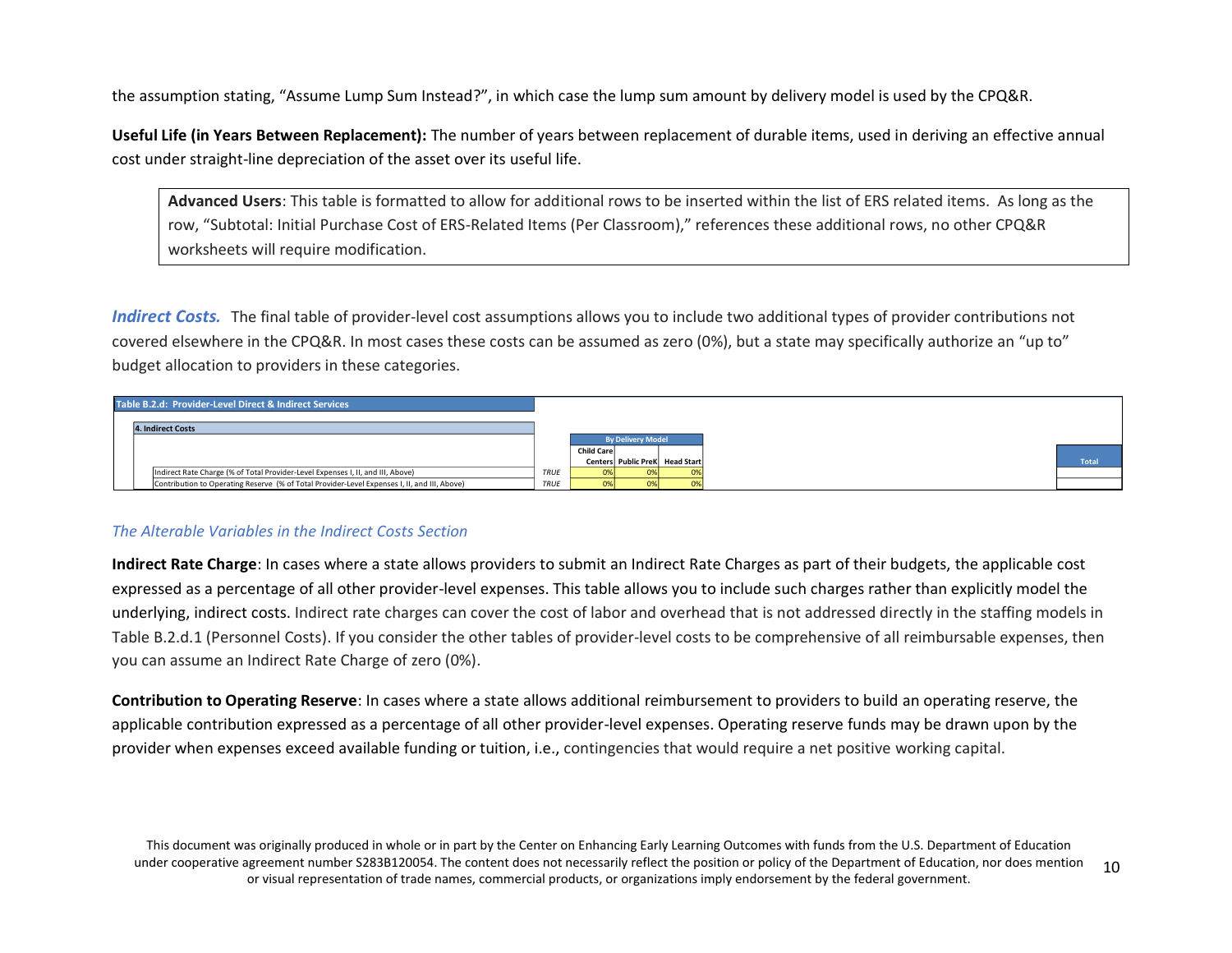the assumption stating, “Assume Lump Sum Instead?”, in which case the lump sum amount by delivery model is used by the CPQ&R.

**Useful Life (in Years Between Replacement):** The number of years between replacement of durable items, used in deriving an effective annual cost under straight-line depreciation of the asset over its useful life.

> **Advanced Users**: This table is formatted to allow for additional rows to be inserted within the list of ERS related items. As long as the row, “Subtotal: Initial Purchase Cost of ERS-Related Items (Per Classroom),” references these additional rows, no other CPQ&R worksheets will require modification.

***Indirect Costs.*** The final table of provider-level cost assumptions allows you to include two additional types of provider contributions not covered elsewhere in the CPQ&R. In most cases these costs can be assumed as zero (0%), but a state may specifically authorize an “up to” budget allocation to providers in these categories.

**Table B.2.d: Provider-Level Direct & Indirect Services**

**4. Indirect Costs**

| | | By Delivery Model | | | |
|---|---|---|---|---|---|
| | | Child Care Centers | Public PreK | Head Start | Total |
| Indirect Rate Charge (% of Total Provider-Level Expenses I, II, and III, Above) | TRUE | 0% | 0% | 0% | |
| Contribution to Operating Reserve (% of Total Provider-Level Expenses I, II, and III, Above) | TRUE | 0% | 0% | 0% | |

*The Alterable Variables in the Indirect Costs Section*

**Indirect Rate Charge**: In cases where a state allows providers to submit an Indirect Rate Charges as part of their budgets, the applicable cost expressed as a percentage of all other provider-level expenses. This table allows you to include such charges rather than explicitly model the underlying, indirect costs. Indirect rate charges can cover the cost of labor and overhead that is not addressed directly in the staffing models in Table B.2.d.1 (Personnel Costs). If you consider the other tables of provider-level costs to be comprehensive of all reimbursable expenses, then you can assume an Indirect Rate Charge of zero (0%).

**Contribution to Operating Reserve**: In cases where a state allows additional reimbursement to providers to build an operating reserve, the applicable contribution expressed as a percentage of all other provider-level expenses. Operating reserve funds may be drawn upon by the provider when expenses exceed available funding or tuition, i.e., contingencies that would require a net positive working capital.